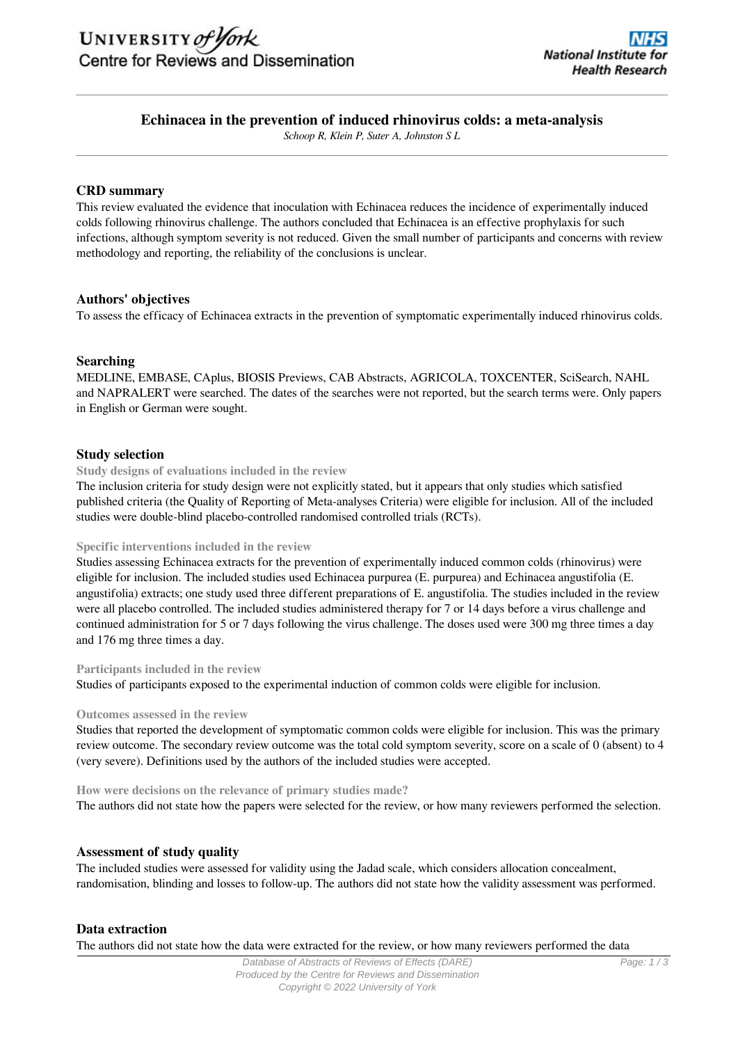# Echinacea in the prevention of induced rhinovirus colds: a meta-analysis

*Schoop R, Klein P, Suter A, Johnston S L*

## CRD summary

This review evaluated the evidence that inoculation with Echinacea reduces the incidence of experimentally induced colds following rhinovirus challenge. The authors concluded that Echinacea is an effective prophylaxis for such infections, although symptom severity is not reduced. Given the small number of participants and concerns with review methodology and reporting, the reliability of the conclusions is unclear.

## Authors' objectives

To assess the efficacy of Echinacea extracts in the prevention of symptomatic experimentally induced rhinovirus colds.

## Searching

MEDLINE, EMBASE, CAplus, BIOSIS Previews, CAB Abstracts, AGRICOLA, TOXCENTER, SciSearch, NAHL and NAPRALERT were searched. The dates of the searches were not reported, but the search terms were. Only papers in English or German were sought.

## Study selection

### Study designs of evaluations included in the review

The inclusion criteria for study design were not explicitly stated, but it appears that only studies which satisfied published criteria (the Quality of Reporting of Meta-analyses Criteria) were eligible for inclusion. All of the included studies were double-blind placebo-controlled randomised controlled trials (RCTs).

### Specific interventions included in the review

Studies assessing Echinacea extracts for the prevention of experimentally induced common colds (rhinovirus) were eligible for inclusion. The included studies used Echinacea purpurea (E. purpurea) and Echinacea angustifolia (E. angustifolia) extracts; one study used three different preparations of E. angustifolia. The studies included in the review were all placebo controlled. The included studies administered therapy for 7 or 14 days before a virus challenge and continued administration for 5 or 7 days following the virus challenge. The doses used were 300 mg three times a day and 176 mg three times a day.

### Participants included in the review

Studies of participants exposed to the experimental induction of common colds were eligible for inclusion.

### Outcomes assessed in the review

Studies that reported the development of symptomatic common colds were eligible for inclusion. This was the primary review outcome. The secondary review outcome was the total cold symptom severity, score on a scale of 0 (absent) to 4 (very severe). Definitions used by the authors of the included studies were accepted.

### How were decisions on the relevance of primary studies made?

The authors did not state how the papers were selected for the review, or how many reviewers performed the selection.

## Assessment of study quality

The included studies were assessed for validity using the Jadad scale, which considers allocation concealment, randomisation, blinding and losses to follow-up. The authors did not state how the validity assessment was performed.

## Data extraction

The authors did not state how the data were extracted for the review, or how many reviewers performed the data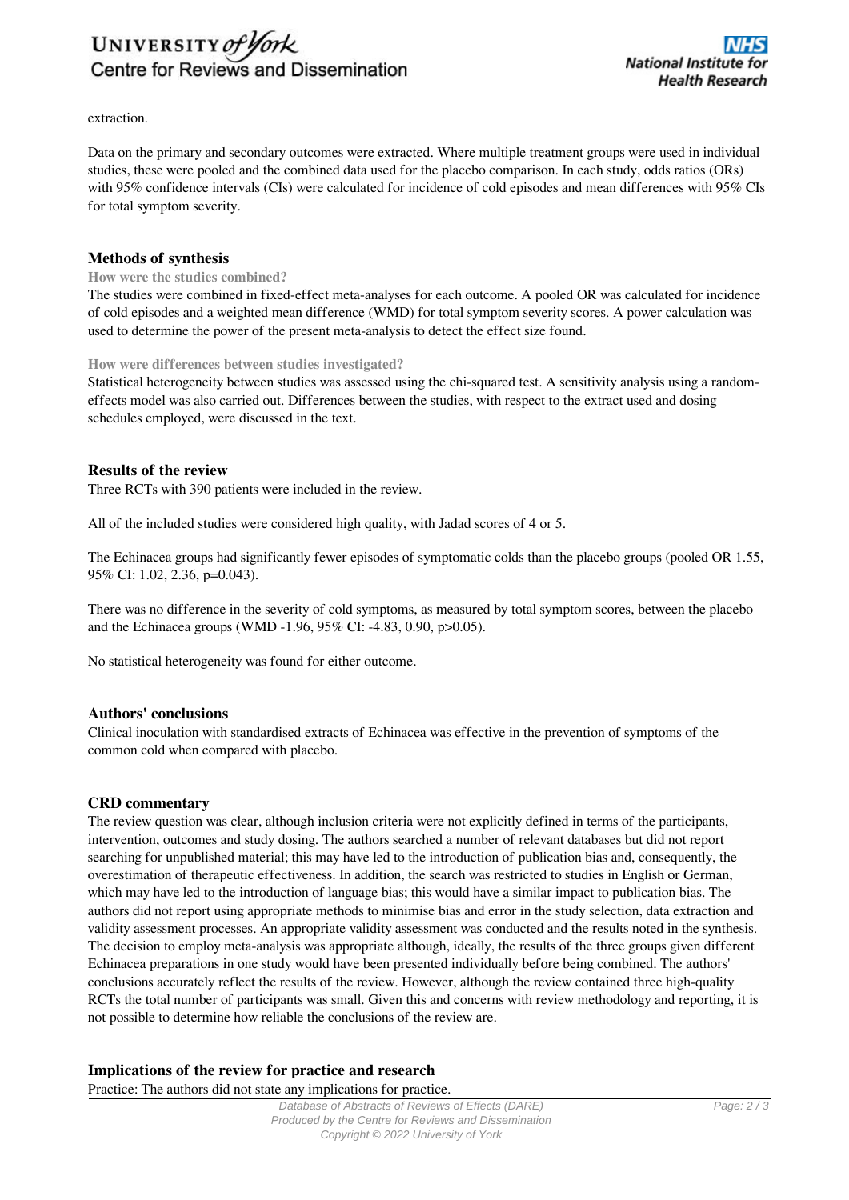extraction.

Data on the primary and secondary outcomes were extracted. Where multiple treatment groups were used in individual studies, these were pooled and the combined data used for the placebo comparison. In each study, odds ratios (ORs) with 95% confidence intervals (CIs) were calculated for incidence of cold episodes and mean differences with 95% CIs for total symptom severity.

## Methods of synthesis

### How were the studies combined?

The studies were combined in fixed-effect meta-analyses for each outcome. A pooled OR was calculated for incidence of cold episodes and a weighted mean difference (WMD) for total symptom severity scores. A power calculation was used to determine the power of the present meta-analysis to detect the effect size found.

### How were differences between studies investigated?

Statistical heterogeneity between studies was assessed using the chi-squared test. A sensitivity analysis using a random-effects model was also carried out. Differences between the studies, with respect to the extract used and dosing schedules employed, were discussed in the text.

## Results of the review

Three RCTs with 390 patients were included in the review.

All of the included studies were considered high quality, with Jadad scores of 4 or 5.

The Echinacea groups had significantly fewer episodes of symptomatic colds than the placebo groups (pooled OR 1.55, 95% CI: 1.02, 2.36, $p=0.043$).

There was no difference in the severity of cold symptoms, as measured by total symptom scores, between the placebo and the Echinacea groups (WMD -1.96, 95% CI: -4.83, 0.90, $p>0.05$).

No statistical heterogeneity was found for either outcome.

## Authors' conclusions

Clinical inoculation with standardised extracts of Echinacea was effective in the prevention of symptoms of the common cold when compared with placebo.

## CRD commentary

The review question was clear, although inclusion criteria were not explicitly defined in terms of the participants, intervention, outcomes and study dosing. The authors searched a number of relevant databases but did not report searching for unpublished material; this may have led to the introduction of publication bias and, consequently, the overestimation of therapeutic effectiveness. In addition, the search was restricted to studies in English or German, which may have led to the introduction of language bias; this would have a similar impact to publication bias. The authors did not report using appropriate methods to minimise bias and error in the study selection, data extraction and validity assessment processes. An appropriate validity assessment was conducted and the results noted in the synthesis. The decision to employ meta-analysis was appropriate although, ideally, the results of the three groups given different Echinacea preparations in one study would have been presented individually before being combined. The authors' conclusions accurately reflect the results of the review. However, although the review contained three high-quality RCTs the total number of participants was small. Given this and concerns with review methodology and reporting, it is not possible to determine how reliable the conclusions of the review are.

## Implications of the review for practice and research

Practice: The authors did not state any implications for practice.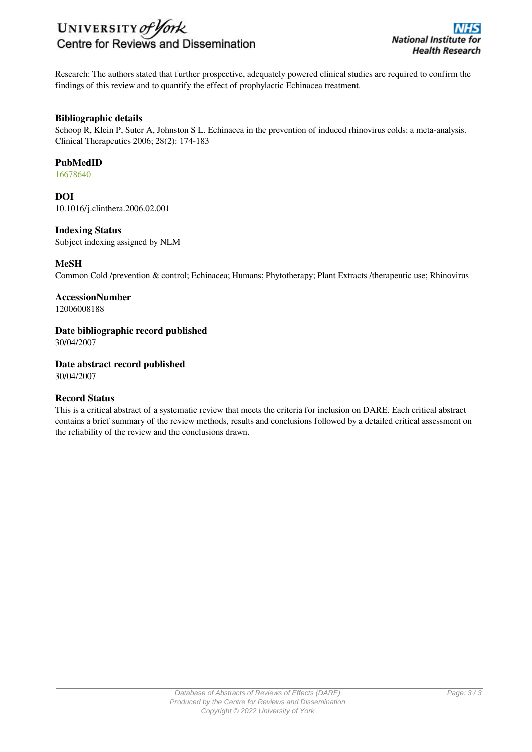Research: The authors stated that further prospective, adequately powered clinical studies are required to confirm the findings of this review and to quantify the effect of prophylactic Echinacea treatment.

**Bibliographic details**

Schoop R, Klein P, Suter A, Johnston S L. Echinacea in the prevention of induced rhinovirus colds: a meta-analysis. Clinical Therapeutics 2006; 28(2): 174-183

**PubMedID**

16678640

**DOI**

10.1016/j.clinthera.2006.02.001

**Indexing Status**

Subject indexing assigned by NLM

**MeSH**

Common Cold /prevention & control; Echinacea; Humans; Phytotherapy; Plant Extracts /therapeutic use; Rhinovirus

**AccessionNumber**

12006008188

**Date bibliographic record published**

30/04/2007

**Date abstract record published**

30/04/2007

**Record Status**

This is a critical abstract of a systematic review that meets the criteria for inclusion on DARE. Each critical abstract contains a brief summary of the review methods, results and conclusions followed by a detailed critical assessment on the reliability of the review and the conclusions drawn.